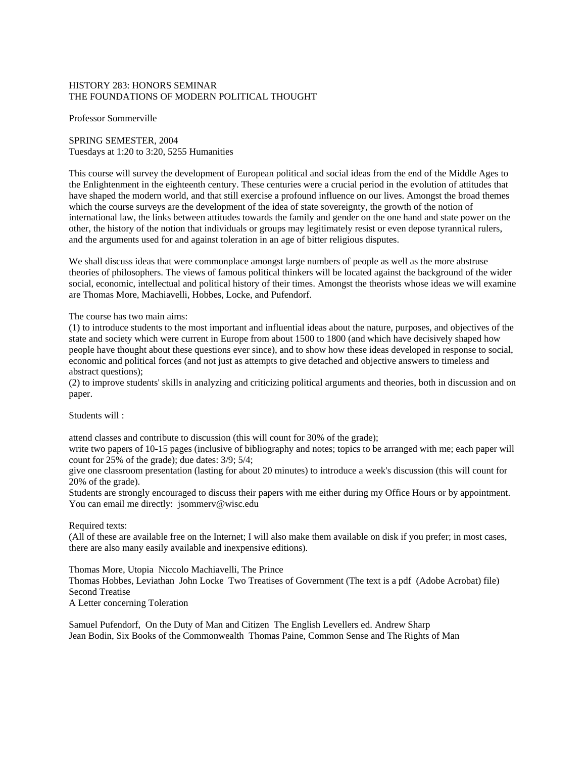# HISTORY 283: HONORS SEMINAR
## THE FOUNDATIONS OF MODERN POLITICAL THOUGHT

Professor Sommerville

SPRING SEMESTER, 2004
Tuesdays at 1:20 to 3:20, 5255 Humanities

This course will survey the development of European political and social ideas from the end of the Middle Ages to the Enlightenment in the eighteenth century. These centuries were a crucial period in the evolution of attitudes that have shaped the modern world, and that still exercise a profound influence on our lives. Amongst the broad themes which the course surveys are the development of the idea of state sovereignty, the growth of the notion of international law, the links between attitudes towards the family and gender on the one hand and state power on the other, the history of the notion that individuals or groups may legitimately resist or even depose tyrannical rulers, and the arguments used for and against toleration in an age of bitter religious disputes.

We shall discuss ideas that were commonplace amongst large numbers of people as well as the more abstruse theories of philosophers. The views of famous political thinkers will be located against the background of the wider social, economic, intellectual and political history of their times. Amongst the theorists whose ideas we will examine are Thomas More, Machiavelli, Hobbes, Locke, and Pufendorf.

The course has two main aims:
(1) to introduce students to the most important and influential ideas about the nature, purposes, and objectives of the state and society which were current in Europe from about 1500 to 1800 (and which have decisively shaped how people have thought about these questions ever since), and to show how these ideas developed in response to social, economic and political forces (and not just as attempts to give detached and objective answers to timeless and abstract questions);
(2) to improve students' skills in analyzing and criticizing political arguments and theories, both in discussion and on paper.

Students will :

attend classes and contribute to discussion (this will count for 30% of the grade);
write two papers of 10-15 pages (inclusive of bibliography and notes; topics to be arranged with me; each paper will count for 25% of the grade); due dates: 3/9; 5/4;
give one classroom presentation (lasting for about 20 minutes) to introduce a week's discussion (this will count for 20% of the grade).
Students are strongly encouraged to discuss their papers with me either during my Office Hours or by appointment. You can email me directly: jsommerv@wisc.edu

Required texts:
(All of these are available free on the Internet; I will also make them available on disk if you prefer; in most cases, there are also many easily available and inexpensive editions).

Thomas More, Utopia Niccolo Machiavelli, The Prince
Thomas Hobbes, Leviathan John Locke Two Treatises of Government (The text is a pdf (Adobe Acrobat) file)
Second Treatise
A Letter concerning Toleration

Samuel Pufendorf, On the Duty of Man and Citizen The English Levellers ed. Andrew Sharp
Jean Bodin, Six Books of the Commonwealth Thomas Paine, Common Sense and The Rights of Man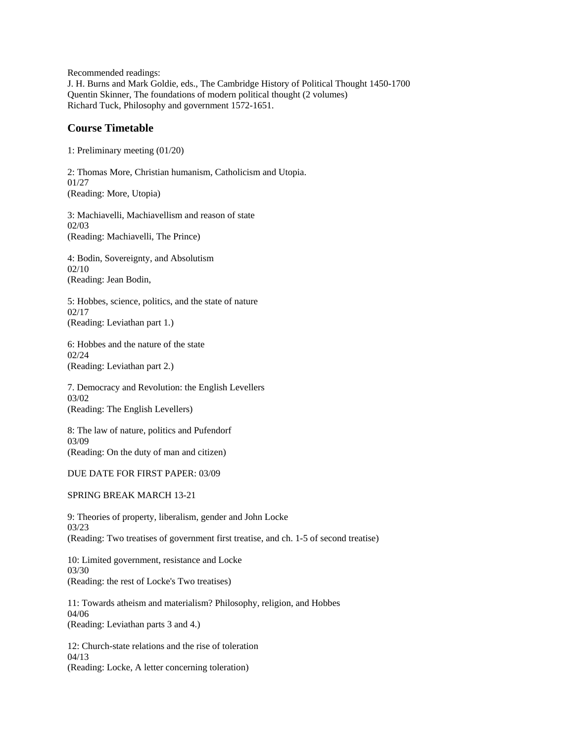Recommended readings:
J. H. Burns and Mark Goldie, eds., The Cambridge History of Political Thought 1450-1700
Quentin Skinner, The foundations of modern political thought (2 volumes)
Richard Tuck, Philosophy and government 1572-1651.

## Course Timetable

1: Preliminary meeting (01/20)

2: Thomas More, Christian humanism, Catholicism and Utopia.
01/27
(Reading: More, Utopia)

3: Machiavelli, Machiavellism and reason of state
02/03
(Reading: Machiavelli, The Prince)

4: Bodin, Sovereignty, and Absolutism
02/10
(Reading: Jean Bodin,

5: Hobbes, science, politics, and the state of nature
02/17
(Reading: Leviathan part 1.)

6: Hobbes and the nature of the state
02/24
(Reading: Leviathan part 2.)

7. Democracy and Revolution: the English Levellers
03/02
(Reading: The English Levellers)

8: The law of nature, politics and Pufendorf
03/09
(Reading: On the duty of man and citizen)

DUE DATE FOR FIRST PAPER: 03/09

SPRING BREAK MARCH 13-21

9: Theories of property, liberalism, gender and John Locke
03/23
(Reading: Two treatises of government first treatise, and ch. 1-5 of second treatise)

10: Limited government, resistance and Locke
03/30
(Reading: the rest of Locke's Two treatises)

11: Towards atheism and materialism? Philosophy, religion, and Hobbes
04/06
(Reading: Leviathan parts 3 and 4.)

12: Church-state relations and the rise of toleration
04/13
(Reading: Locke, A letter concerning toleration)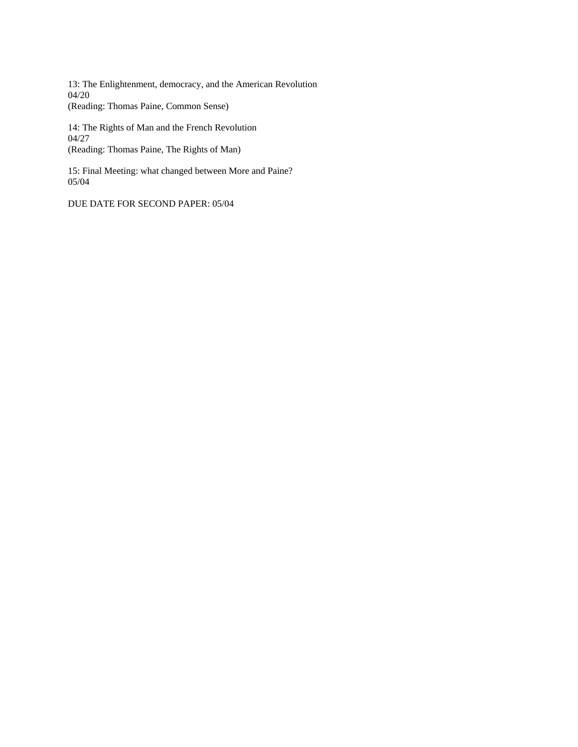13: The Enlightenment, democracy, and the American Revolution
04/20
(Reading: Thomas Paine, Common Sense)

14: The Rights of Man and the French Revolution
04/27
(Reading: Thomas Paine, The Rights of Man)

15: Final Meeting: what changed between More and Paine?
05/04

DUE DATE FOR SECOND PAPER: 05/04